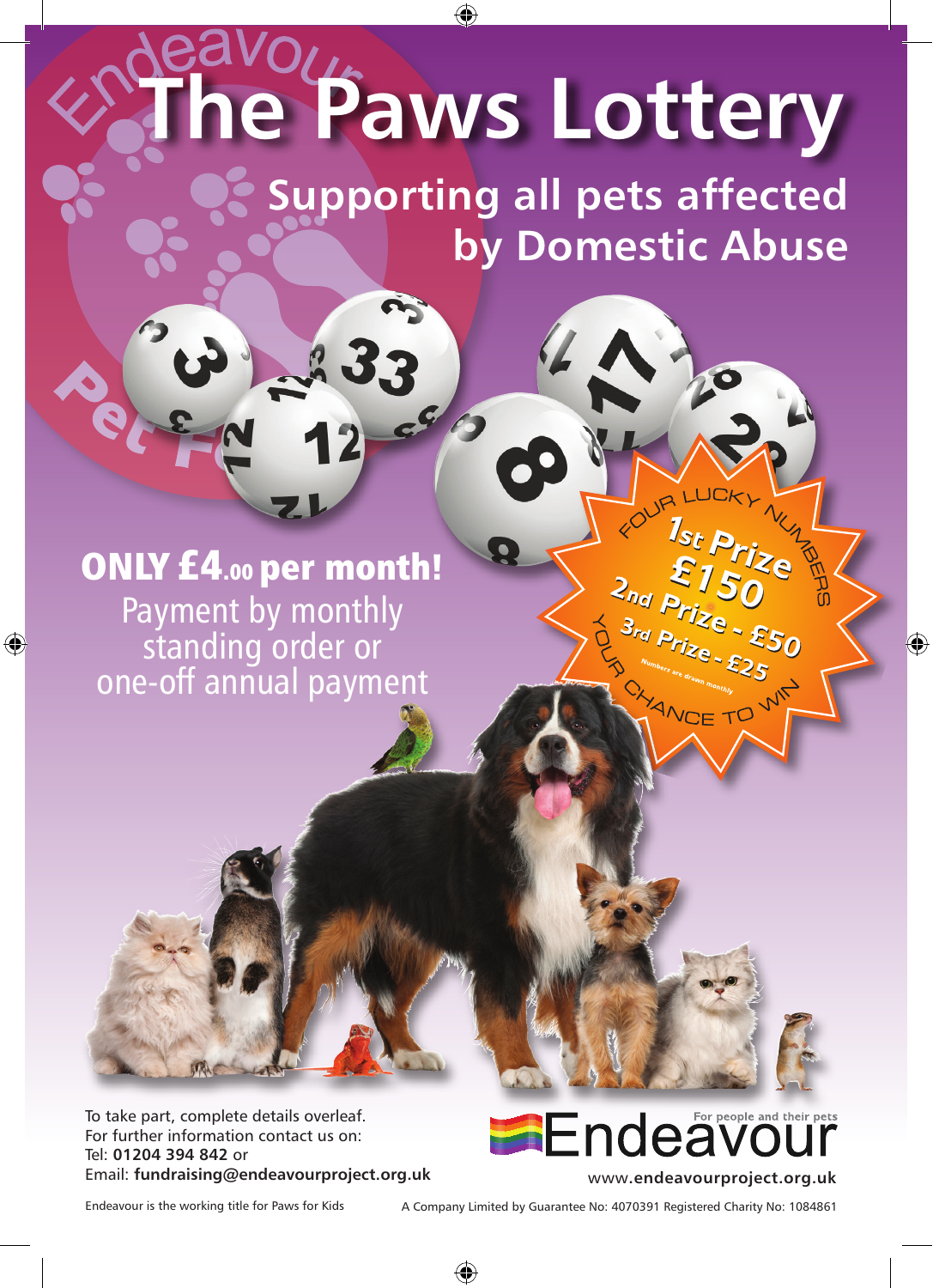# The Paws Lottery

## Supporting all pets affected by Domestic Abuse

**ONLY £4.00 per month!**

Payment by monthly standing order or one-off annual payment

FOUR LUCKY NUMBERS

**1st Prize £150**

**2nd Prize - £50**

**3rd Prize - £25**

Numbers are drawn monthly

YOUR CHANCE TO WIN

To take part, complete details overleaf.
For further information contact us on:
Tel: **01204 394 842** or
Email: **fundraising@endeavourproject.org.uk**

Endeavour — For people and their pets

www.**endeavourproject.org.uk**

Endeavour is the working title for Paws for Kids

A Company Limited by Guarantee No: 4070391 Registered Charity No: 1084861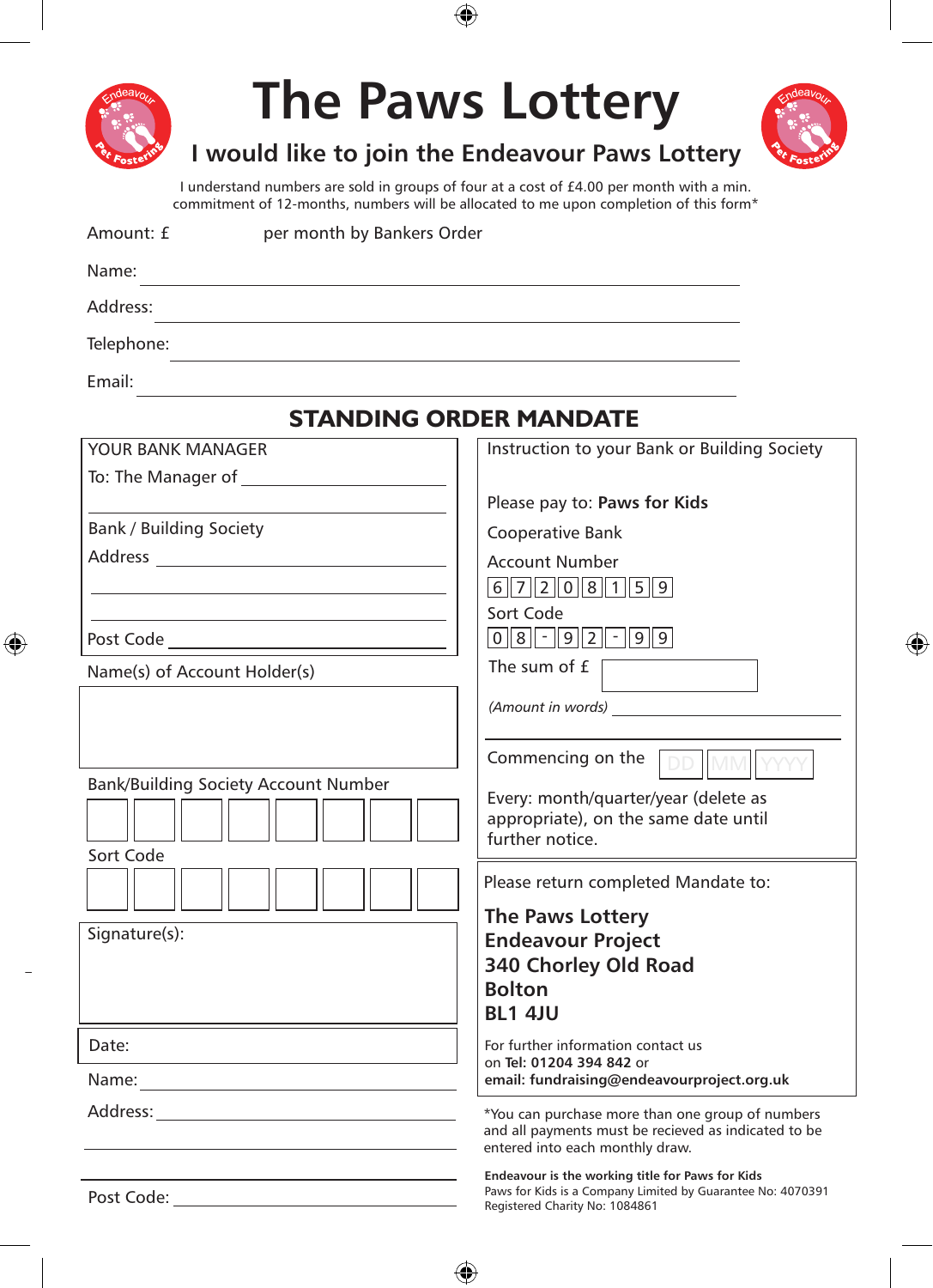# The Paws Lottery

## I would like to join the Endeavour Paws Lottery

I understand numbers are sold in groups of four at a cost of £4.00 per month with a min. commitment of 12-months, numbers will be allocated to me upon completion of this form*

Amount: £ per month by Bankers Order

Name: ____________________

Address: ____________________

Telephone: ____________________

Email: ____________________

## STANDING ORDER MANDATE

YOUR BANK MANAGER

To: The Manager of ____________________

____________________

Bank / Building Society

Address ____________________

____________________

____________________

Post Code ____________________

Name(s) of Account Holder(s)

Bank/Building Society Account Number

| | | | | | | | |
|---|---|---|---|---|---|---|---|
| | | | | | | | |

Sort Code

| | | | | | | | |
|---|---|---|---|---|---|---|---|
| | | | | | | | |

Signature(s):

Date:

Name: ____________________

Address: ____________________

____________________

Post Code: ____________________

Instruction to your Bank or Building Society

Please pay to: **Paws for Kids**

Cooperative Bank

Account Number

6 7 2 0 8 1 5 9

Sort Code

0 8 - 9 2 - 9 9

The sum of £

*(Amount in words)* ____________________

Commencing on the DD MM YYYY

Every: month/quarter/year (delete as appropriate), on the same date until further notice.

Please return completed Mandate to:

**The Paws Lottery**
**Endeavour Project**
**340 Chorley Old Road**
**Bolton**
**BL1 4JU**

For further information contact us on **Tel: 01204 394 842** or **email: fundraising@endeavourproject.org.uk**

*You can purchase more than one group of numbers and all payments must be recieved as indicated to be entered into each monthly draw.

**Endeavour is the working title for Paws for Kids**
Paws for Kids is a Company Limited by Guarantee No: 4070391
Registered Charity No: 1084861